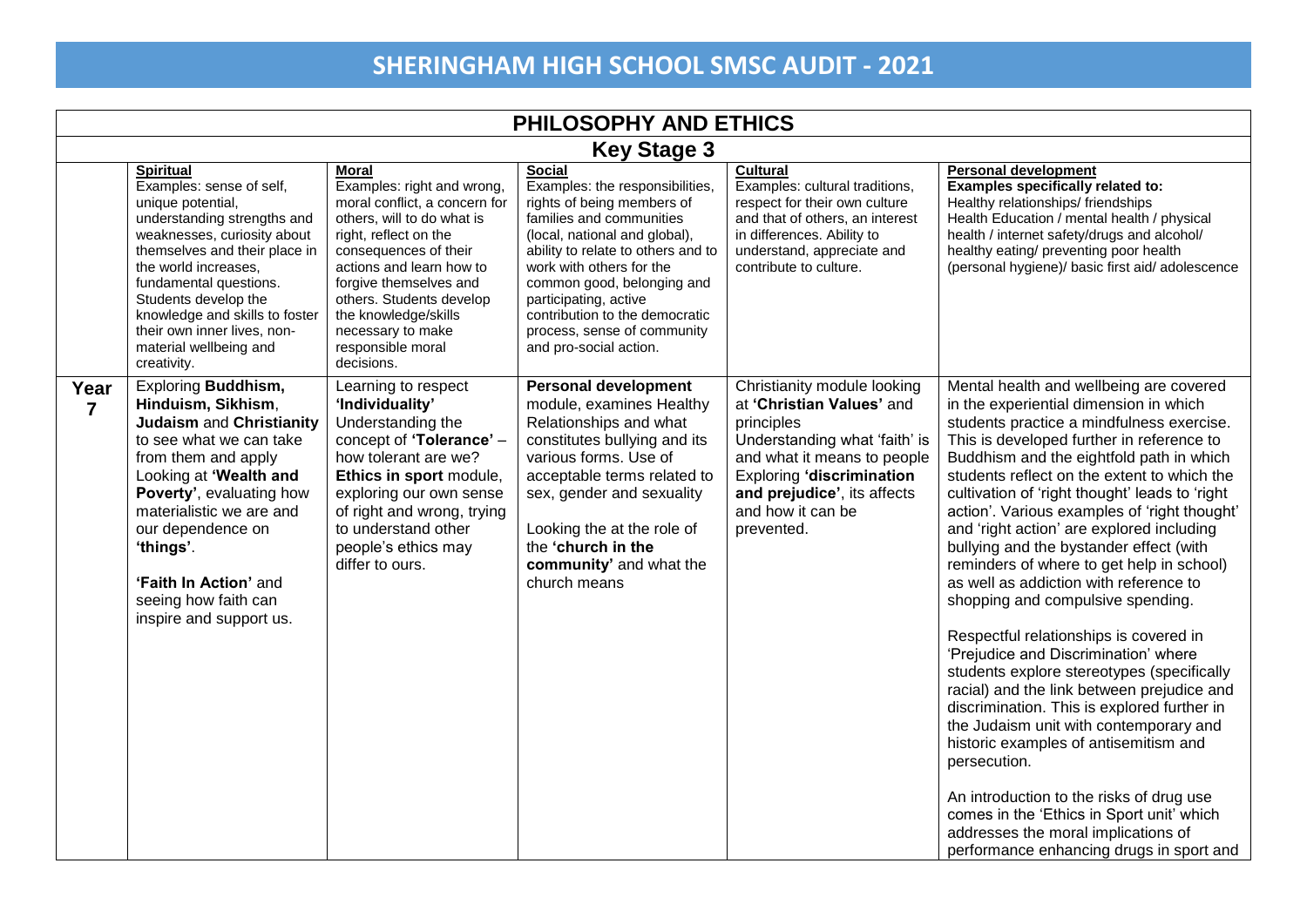# SHERINGHAM HIGH SCHOOL SMSC AUDIT - 2021

## PHILOSOPHY AND ETHICS

### Key Stage 3

| | **Spiritual** Examples: sense of self, unique potential, understanding strengths and weaknesses, curiosity about themselves and their place in the world increases, fundamental questions. Students develop the knowledge and skills to foster their own inner lives, non-material wellbeing and creativity. | **Moral** Examples: right and wrong, moral conflict, a concern for others, will to do what is right, reflect on the consequences of their actions and learn how to forgive themselves and others. Students develop the knowledge/skills necessary to make responsible moral decisions. | **Social** Examples: the responsibilities, rights of being members of families and communities (local, national and global), ability to relate to others and to work with others for the common good, belonging and participating, active contribution to the democratic process, sense of community and pro-social action. | **Cultural** Examples: cultural traditions, respect for their own culture and that of others, an interest in differences. Ability to understand, appreciate and contribute to culture. | **Personal development** **Examples specifically related to:** Healthy relationships/ friendships Health Education / mental health / physical health / internet safety/drugs and alcohol/ healthy eating/ preventing poor health (personal hygiene)/ basic first aid/ adolescence |
|---|---|---|---|---|---|
| **Year 7** | Exploring **Buddhism, Hinduism, Sikhism**, **Judaism** and **Christianity** to see what we can take from them and apply Looking at **'Wealth and Poverty'**, evaluating how materialistic we are and our dependence on **'things'**.<br><br>**'Faith In Action'** and seeing how faith can inspire and support us. | Learning to respect **'Individuality'** Understanding the concept of **'Tolerance'** – how tolerant are we? **Ethics in sport** module, exploring our own sense of right and wrong, trying to understand other people's ethics may differ to ours. | **Personal development** module, examines Healthy Relationships and what constitutes bullying and its various forms. Use of acceptable terms related to sex, gender and sexuality<br><br>Looking the at the role of the **'church in the community'** and what the church means | Christianity module looking at **'Christian Values'** and principles Understanding what 'faith' is and what it means to people Exploring **'discrimination and prejudice'**, its affects and how it can be prevented. | Mental health and wellbeing are covered in the experiential dimension in which students practice a mindfulness exercise. This is developed further in reference to Buddhism and the eightfold path in which students reflect on the extent to which the cultivation of 'right thought' leads to 'right action'. Various examples of 'right thought' and 'right action' are explored including bullying and the bystander effect (with reminders of where to get help in school) as well as addiction with reference to shopping and compulsive spending.<br><br>Respectful relationships is covered in 'Prejudice and Discrimination' where students explore stereotypes (specifically racial) and the link between prejudice and discrimination. This is explored further in the Judaism unit with contemporary and historic examples of antisemitism and persecution.<br><br>An introduction to the risks of drug use comes in the 'Ethics in Sport unit' which addresses the moral implications of performance enhancing drugs in sport and |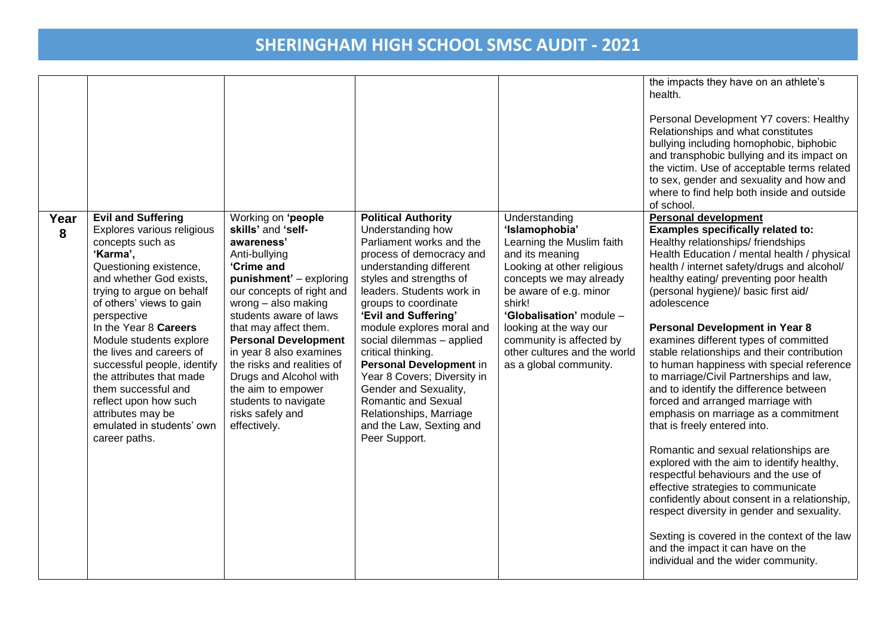| | | | | | |
|---|---|---|---|---|---|
| | | | | | the impacts they have on an athlete's health.<br><br>Personal Development Y7 covers: Healthy Relationships and what constitutes bullying including homophobic, biphobic and transphobic bullying and its impact on the victim. Use of acceptable terms related to sex, gender and sexuality and how and where to find help both inside and outside of school. |
| **Year 8** | **Evil and Suffering**<br>Explores various religious concepts such as **'Karma'**,<br>Questioning existence, and whether God exists, trying to argue on behalf of others' views to gain perspective<br>In the Year 8 **Careers** Module students explore the lives and careers of successful people, identify the attributes that made them successful and reflect upon how such attributes may be emulated in students' own career paths. | Working on **'people skills'** and **'self-awareness'**<br>Anti-bullying<br>**'Crime and punishment'** – exploring our concepts of right and wrong – also making students aware of laws that may affect them.<br>**Personal Development** in year 8 also examines the risks and realities of Drugs and Alcohol with the aim to empower students to navigate risks safely and effectively. | **Political Authority**<br>Understanding how Parliament works and the process of democracy and understanding different styles and strengths of leaders. Students work in groups to coordinate<br>**'Evil and Suffering'** module explores moral and social dilemmas – applied critical thinking.<br>**Personal Development** in Year 8 Covers; Diversity in Gender and Sexuality, Romantic and Sexual Relationships, Marriage and the Law, Sexting and Peer Support. | Understanding **'Islamophobia'**<br>Learning the Muslim faith and its meaning<br>Looking at other religious concepts we may already be aware of e.g. minor shirk!<br>**'Globalisation'** module – looking at the way our community is affected by other cultures and the world as a global community. | **Personal development**<br>**Examples specifically related to:**<br>Healthy relationships/ friendships<br>Health Education / mental health / physical health / internet safety/drugs and alcohol/ healthy eating/ preventing poor health (personal hygiene)/ basic first aid/ adolescence<br><br>**Personal Development in Year 8** examines different types of committed stable relationships and their contribution to human happiness with special reference to marriage/Civil Partnerships and law, and to identify the difference between forced and arranged marriage with emphasis on marriage as a commitment that is freely entered into.<br><br>Romantic and sexual relationships are explored with the aim to identify healthy, respectful behaviours and the use of effective strategies to communicate confidently about consent in a relationship, respect diversity in gender and sexuality.<br><br>Sexting is covered in the context of the law and the impact it can have on the individual and the wider community. |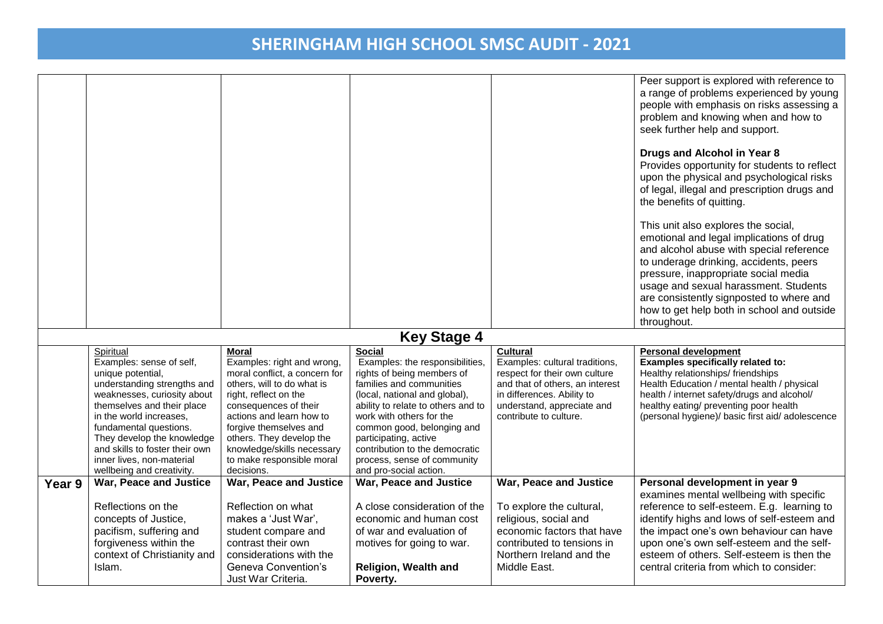# SHERINGHAM HIGH SCHOOL SMSC AUDIT - 2021

| | | | | | |
|---|---|---|---|---|---|
| | | | | | Peer support is explored with reference to a range of problems experienced by young people with emphasis on risks assessing a problem and knowing when and how to seek further help and support.<br><br>**Drugs and Alcohol in Year 8**<br>Provides opportunity for students to reflect upon the physical and psychological risks of legal, illegal and prescription drugs and the benefits of quitting.<br><br>This unit also explores the social, emotional and legal implications of drug and alcohol abuse with special reference to underage drinking, accidents, peers pressure, inappropriate social media usage and sexual harassment. Students are consistently signposted to where and how to get help both in school and outside throughout. |
| **Key Stage 4** | | | | | |
| | Spiritual<br>Examples: sense of self, unique potential, understanding strengths and weaknesses, curiosity about themselves and their place in the world increases, fundamental questions. They develop the knowledge and skills to foster their own inner lives, non-material wellbeing and creativity. | **Moral**<br>Examples: right and wrong, moral conflict, a concern for others, will to do what is right, reflect on the consequences of their actions and learn how to forgive themselves and others. They develop the knowledge/skills necessary to make responsible moral decisions. | **Social**<br>Examples: the responsibilities, rights of being members of families and communities (local, national and global), ability to relate to others and to work with others for the common good, belonging and participating, active contribution to the democratic process, sense of community and pro-social action. | **Cultural**<br>Examples: cultural traditions, respect for their own culture and that of others, an interest in differences. Ability to understand, appreciate and contribute to culture. | **Personal development**<br>**Examples specifically related to:**<br>Healthy relationships/ friendships<br>Health Education / mental health / physical health / internet safety/drugs and alcohol/ healthy eating/ preventing poor health (personal hygiene)/ basic first aid/ adolescence |
| **Year 9** | **War, Peace and Justice**<br><br>Reflections on the concepts of Justice, pacifism, suffering and forgiveness within the context of Christianity and Islam. | **War, Peace and Justice**<br><br>Reflection on what makes a 'Just War', student compare and contrast their own considerations with the Geneva Convention's Just War Criteria. | **War, Peace and Justice**<br><br>A close consideration of the economic and human cost of war and evaluation of motives for going to war.<br><br>**Religion, Wealth and Poverty.** | **War, Peace and Justice**<br><br>To explore the cultural, religious, social and economic factors that have contributed to tensions in Northern Ireland and the Middle East. | **Personal development in year 9** examines mental wellbeing with specific reference to self-esteem. E.g. learning to identify highs and lows of self-esteem and the impact one's own behaviour can have upon one's own self-esteem and the self-esteem of others. Self-esteem is then the central criteria from which to consider: |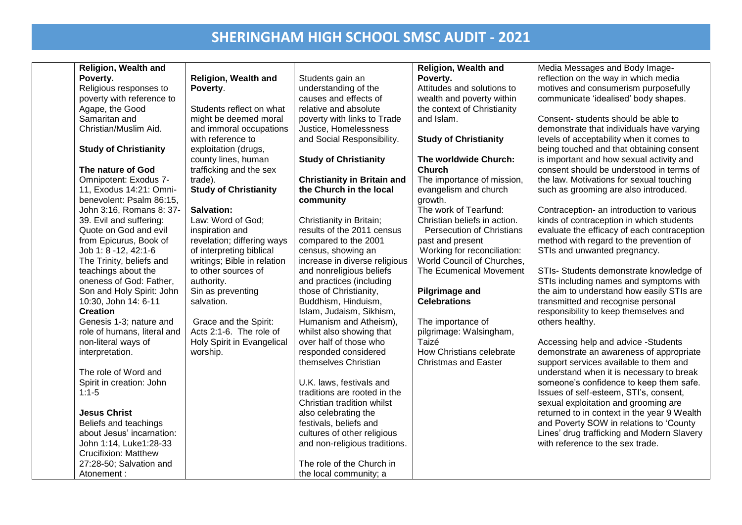# SHERINGHAM HIGH SCHOOL SMSC AUDIT - 2021

| | | | | | |
|---|---|---|---|---|---|
| | **Religion, Wealth and Poverty.**<br>Religious responses to poverty with reference to Agape, the Good Samaritan and Christian/Muslim Aid.<br><br>**Study of Christianity**<br><br>**The nature of God**<br>Omnipotent: Exodus 7-11, Exodus 14:21: Omni-benevolent: Psalm 86:15, John 3:16, Romans 8: 37-39. Evil and suffering: Quote on God and evil from Epicurus, Book of Job 1: 8 -12, 42:1-6<br>The Trinity, beliefs and teachings about the oneness of God: Father, Son and Holy Spirit: John 10:30, John 14: 6-11<br>**Creation**<br>Genesis 1-3; nature and role of humans, literal and non-literal ways of interpretation.<br><br>The role of Word and Spirit in creation: John 1:1-5<br><br>**Jesus Christ**<br>Beliefs and teachings about Jesus' incarnation: John 1:14, Luke1:28-33<br>Crucifixion: Matthew 27:28-50; Salvation and Atonement : | **Religion, Wealth and Poverty**.<br><br>Students reflect on what might be deemed moral and immoral occupations with reference to exploitation (drugs, county lines, human trafficking and the sex trade).<br>**Study of Christianity**<br><br>**Salvation:**<br>Law: Word of God; inspiration and revelation; differing ways of interpreting biblical writings; Bible in relation to other sources of authority.<br>Sin as preventing salvation.<br><br>Grace and the Spirit: Acts 2:1-6. The role of Holy Spirit in Evangelical worship. | Students gain an understanding of the causes and effects of relative and absolute poverty with links to Trade Justice, Homelessness and Social Responsibility.<br><br>**Study of Christianity**<br><br>**Christianity in Britain and the Church in the local community**<br><br>Christianity in Britain; results of the 2011 census compared to the 2001 census, showing an increase in diverse religious and nonreligious beliefs and practices (including those of Christianity, Buddhism, Hinduism, Islam, Judaism, Sikhism, Humanism and Atheism), whilst also showing that over half of those who responded considered themselves Christian<br><br>U.K. laws, festivals and traditions are rooted in the Christian tradition whilst also celebrating the festivals, beliefs and cultures of other religious and non-religious traditions.<br><br>The role of the Church in the local community; a | **Religion, Wealth and Poverty.**<br>Attitudes and solutions to wealth and poverty within the context of Christianity and Islam.<br><br>**Study of Christianity**<br><br>**The worldwide Church: Church**<br>The importance of mission, evangelism and church growth.<br>The work of Tearfund: Christian beliefs in action.<br>Persecution of Christians past and present<br>Working for reconciliation: World Council of Churches, The Ecumenical Movement<br><br>**Pilgrimage and Celebrations**<br><br>The importance of pilgrimage: Walsingham, Taizé<br>How Christians celebrate Christmas and Easter | Media Messages and Body Image- reflection on the way in which media motives and consumerism purposefully communicate 'idealised' body shapes.<br><br>Consent- students should be able to demonstrate that individuals have varying levels of acceptability when it comes to being touched and that obtaining consent is important and how sexual activity and consent should be understood in terms of the law. Motivations for sexual touching such as grooming are also introduced.<br><br>Contraception- an introduction to various kinds of contraception in which students evaluate the efficacy of each contraception method with regard to the prevention of STIs and unwanted pregnancy.<br><br>STIs- Students demonstrate knowledge of STIs including names and symptoms with the aim to understand how easily STIs are transmitted and recognise personal responsibility to keep themselves and others healthy.<br><br>Accessing help and advice -Students demonstrate an awareness of appropriate support services available to them and understand when it is necessary to break someone's confidence to keep them safe. Issues of self-esteem, STI's, consent, sexual exploitation and grooming are returned to in context in the year 9 Wealth and Poverty SOW in relations to 'County Lines' drug trafficking and Modern Slavery with reference to the sex trade. |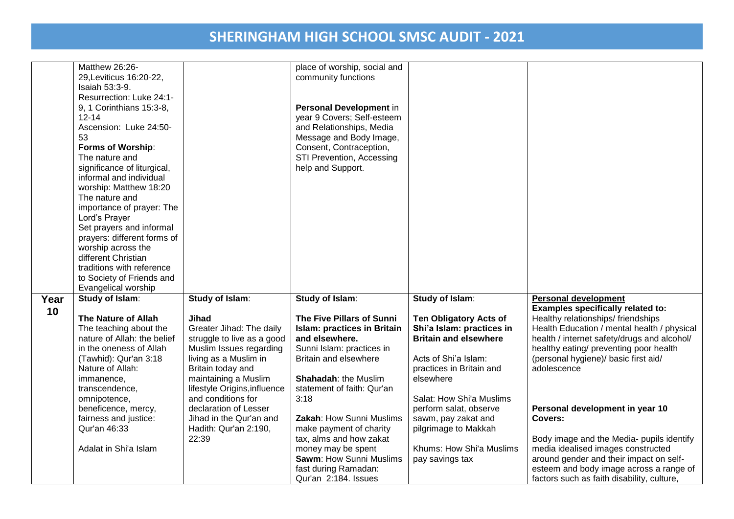# SHERINGHAM HIGH SCHOOL SMSC AUDIT - 2021

| | | | | | |
|---|---|---|---|---|---|
| | Matthew 26:26-29,Leviticus 16:20-22, Isaiah 53:3-9.<br>Resurrection: Luke 24:1-9, 1 Corinthians 15:3-8, 12-14<br>Ascension: Luke 24:50-53<br>**Forms of Worship**:<br>The nature and significance of liturgical, informal and individual worship: Matthew 18:20<br>The nature and importance of prayer: The Lord's Prayer<br>Set prayers and informal prayers: different forms of worship across the different Christian traditions with reference to Society of Friends and Evangelical worship | | place of worship, social and community functions<br><br>**Personal Development** in year 9 Covers; Self-esteem and Relationships, Media Message and Body Image, Consent, Contraception, STI Prevention, Accessing help and Support. | | |
| **Year 10** | **Study of Islam**:<br><br>**The Nature of Allah**<br>The teaching about the nature of Allah: the belief in the oneness of Allah (Tawhid): Qur'an 3:18<br>Nature of Allah: immanence, transcendence, omnipotence, beneficence, mercy, fairness and justice: Qur'an 46:33<br><br>Adalat in Shi'a Islam | **Study of Islam**:<br><br>**Jihad**<br>Greater Jihad: The daily struggle to live as a good Muslim Issues regarding living as a Muslim in Britain today and maintaining a Muslim lifestyle Origins,influence and conditions for declaration of Lesser Jihad in the Qur'an and Hadith: Qur'an 2:190, 22:39 | **Study of Islam**:<br><br>**The Five Pillars of Sunni Islam: practices in Britain and elsewhere.**<br>Sunni Islam: practices in Britain and elsewhere<br><br>**Shahadah**: the Muslim statement of faith: Qur'an 3:18<br><br>**Zakah**: How Sunni Muslims make payment of charity tax, alms and how zakat money may be spent<br>**Sawm**: How Sunni Muslims fast during Ramadan: Qur'an 2:184. Issues | **Study of Islam**:<br><br>**Ten Obligatory Acts of Shi'a Islam: practices in Britain and elsewhere**<br><br>Acts of Shi'a Islam: practices in Britain and elsewhere<br><br>Salat: How Shi'a Muslims perform salat, observe sawm, pay zakat and pilgrimage to Makkah<br><br>Khums: How Shi'a Muslims pay savings tax | **Personal development**<br>**Examples specifically related to:**<br>Healthy relationships/ friendships<br>Health Education / mental health / physical health / internet safety/drugs and alcohol/ healthy eating/ preventing poor health (personal hygiene)/ basic first aid/ adolescence<br><br>**Personal development in year 10 Covers:**<br><br>Body image and the Media- pupils identify media idealised images constructed around gender and their impact on self-esteem and body image across a range of factors such as faith disability, culture, |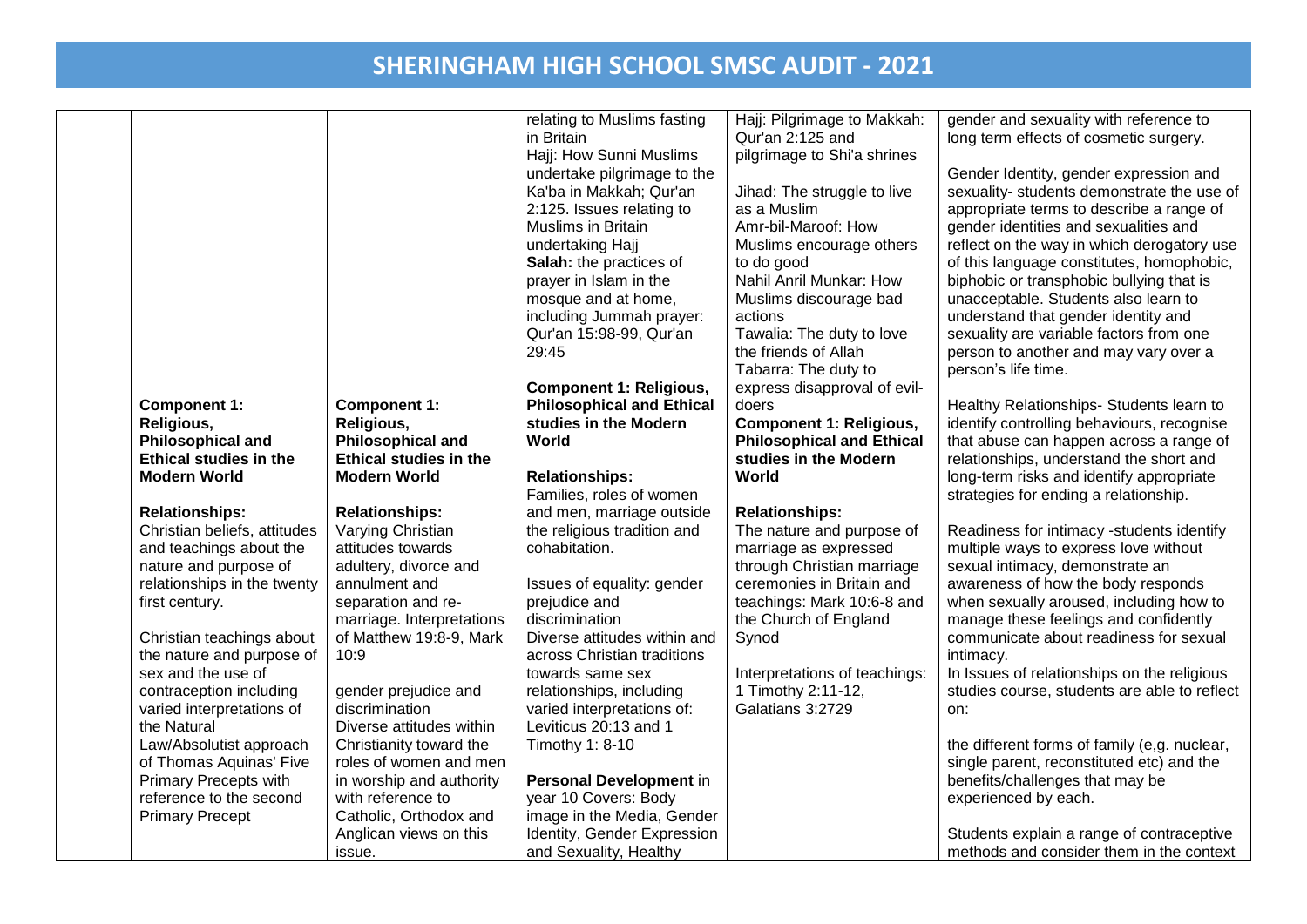# SHERINGHAM HIGH SCHOOL SMSC AUDIT - 2021

| | | | | | |
|---|---|---|---|---|---|
| | **Component 1: Religious, Philosophical and Ethical studies in the Modern World**<br><br>**Relationships:**<br>Christian beliefs, attitudes and teachings about the nature and purpose of relationships in the twenty first century.<br><br>Christian teachings about the nature and purpose of sex and the use of contraception including varied interpretations of the Natural Law/Absolutist approach of Thomas Aquinas' Five Primary Precepts with reference to the second Primary Precept | **Component 1: Religious, Philosophical and Ethical studies in the Modern World**<br><br>**Relationships:**<br>Varying Christian attitudes towards adultery, divorce and annulment and separation and re-marriage. Interpretations of Matthew 19:8-9, Mark 10:9<br><br>gender prejudice and discrimination<br>Diverse attitudes within Christianity toward the roles of women and men in worship and authority with reference to Catholic, Orthodox and Anglican views on this issue. | relating to Muslims fasting in Britain<br>Hajj: How Sunni Muslims undertake pilgrimage to the Ka'ba in Makkah; Qur'an 2:125. Issues relating to Muslims in Britain undertaking Hajj<br>**Salah:** the practices of prayer in Islam in the mosque and at home, including Jummah prayer: Qur'an 15:98-99, Qur'an 29:45<br><br>**Component 1: Religious, Philosophical and Ethical studies in the Modern World**<br><br>**Relationships:**<br>Families, roles of women and men, marriage outside the religious tradition and cohabitation.<br><br>Issues of equality: gender prejudice and discrimination<br>Diverse attitudes within and across Christian traditions towards same sex relationships, including varied interpretations of: Leviticus 20:13 and 1 Timothy 1: 8-10<br><br>**Personal Development** in year 10 Covers: Body image in the Media, Gender Identity, Gender Expression and Sexuality, Healthy | Hajj: Pilgrimage to Makkah: Qur'an 2:125 and pilgrimage to Shi'a shrines<br><br>Jihad: The struggle to live as a Muslim<br>Amr-bil-Maroof: How Muslims encourage others to do good<br>Nahil Anril Munkar: How Muslims discourage bad actions<br>Tawalia: The duty to love the friends of Allah<br>Tabarra: The duty to express disapproval of evil-doers<br>**Component 1: Religious, Philosophical and Ethical studies in the Modern World**<br><br>**Relationships:**<br>The nature and purpose of marriage as expressed through Christian marriage ceremonies in Britain and teachings: Mark 10:6-8 and the Church of England Synod<br><br>Interpretations of teachings: 1 Timothy 2:11-12, Galatians 3:2729 | gender and sexuality with reference to long term effects of cosmetic surgery.<br><br>Gender Identity, gender expression and sexuality- students demonstrate the use of appropriate terms to describe a range of gender identities and sexualities and reflect on the way in which derogatory use of this language constitutes, homophobic, biphobic or transphobic bullying that is unacceptable. Students also learn to understand that gender identity and sexuality are variable factors from one person to another and may vary over a person's life time.<br><br>Healthy Relationships- Students learn to identify controlling behaviours, recognise that abuse can happen across a range of relationships, understand the short and long-term risks and identify appropriate strategies for ending a relationship.<br><br>Readiness for intimacy -students identify multiple ways to express love without sexual intimacy, demonstrate an awareness of how the body responds when sexually aroused, including how to manage these feelings and confidently communicate about readiness for sexual intimacy.<br>In Issues of relationships on the religious studies course, students are able to reflect on:<br><br>the different forms of family (e,g. nuclear, single parent, reconstituted etc) and the benefits/challenges that may be experienced by each.<br><br>Students explain a range of contraceptive methods and consider them in the context |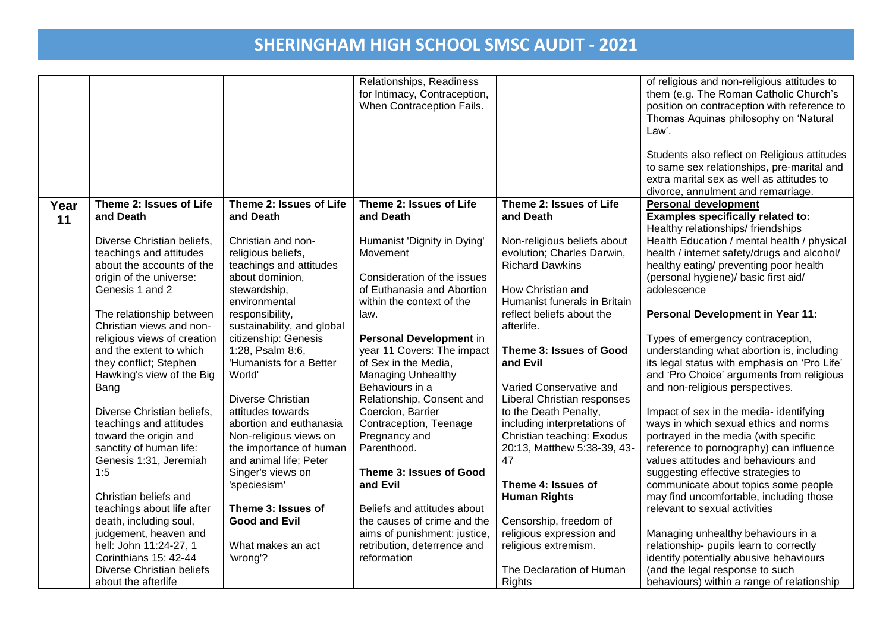# SHERINGHAM HIGH SCHOOL SMSC AUDIT - 2021

| | | | | | |
|---|---|---|---|---|---|
| | | | Relationships, Readiness for Intimacy, Contraception, When Contraception Fails. | | of religious and non-religious attitudes to them (e.g. The Roman Catholic Church's position on contraception with reference to Thomas Aquinas philosophy on 'Natural Law'.<br><br>Students also reflect on Religious attitudes to same sex relationships, pre-marital and extra marital sex as well as attitudes to divorce, annulment and remarriage. |
| **Year 11** | **Theme 2: Issues of Life and Death**<br><br>Diverse Christian beliefs, teachings and attitudes about the accounts of the origin of the universe: Genesis 1 and 2<br><br>The relationship between Christian views and non-religious views of creation and the extent to which they conflict; Stephen Hawking's view of the Big Bang<br><br>Diverse Christian beliefs, teachings and attitudes toward the origin and sanctity of human life: Genesis 1:31, Jeremiah 1:5<br><br>Christian beliefs and teachings about life after death, including soul, judgement, heaven and hell: John 11:24-27, 1 Corinthians 15: 42-44<br>Diverse Christian beliefs about the afterlife | **Theme 2: Issues of Life and Death**<br><br>Christian and non-religious beliefs, teachings and attitudes about dominion, stewardship, environmental responsibility, sustainability, and global citizenship: Genesis 1:28, Psalm 8:6, 'Humanists for a Better World'<br><br>Diverse Christian attitudes towards abortion and euthanasia Non-religious views on the importance of human and animal life; Peter Singer's views on 'speciesism'<br><br>**Theme 3: Issues of Good and Evil**<br><br>What makes an act 'wrong'? | **Theme 2: Issues of Life and Death**<br><br>Humanist 'Dignity in Dying' Movement<br><br>Consideration of the issues of Euthanasia and Abortion within the context of the law.<br><br>**Personal Development** in year 11 Covers: The impact of Sex in the Media, Managing Unhealthy Behaviours in a Relationship, Consent and Coercion, Barrier Contraception, Teenage Pregnancy and Parenthood.<br><br>**Theme 3: Issues of Good and Evil**<br><br>Beliefs and attitudes about the causes of crime and the aims of punishment: justice, retribution, deterrence and reformation | **Theme 2: Issues of Life and Death**<br><br>Non-religious beliefs about evolution; Charles Darwin, Richard Dawkins<br><br>How Christian and Humanist funerals in Britain reflect beliefs about the afterlife.<br><br>**Theme 3: Issues of Good and Evil**<br><br>Varied Conservative and Liberal Christian responses to the Death Penalty, including interpretations of Christian teaching: Exodus 20:13, Matthew 5:38-39, 43-47<br><br>**Theme 4: Issues of Human Rights**<br><br>Censorship, freedom of religious expression and religious extremism.<br><br>The Declaration of Human Rights | **Personal development**<br>**Examples specifically related to:**<br>Healthy relationships/ friendships<br>Health Education / mental health / physical health / internet safety/drugs and alcohol/ healthy eating/ preventing poor health (personal hygiene)/ basic first aid/ adolescence<br><br>**Personal Development in Year 11:**<br><br>Types of emergency contraception, understanding what abortion is, including its legal status with emphasis on 'Pro Life' and 'Pro Choice' arguments from religious and non-religious perspectives.<br><br>Impact of sex in the media- identifying ways in which sexual ethics and norms portrayed in the media (with specific reference to pornography) can influence values attitudes and behaviours and suggesting effective strategies to communicate about topics some people may find uncomfortable, including those relevant to sexual activities<br><br>Managing unhealthy behaviours in a relationship- pupils learn to correctly identify potentially abusive behaviours (and the legal response to such behaviours) within a range of relationship |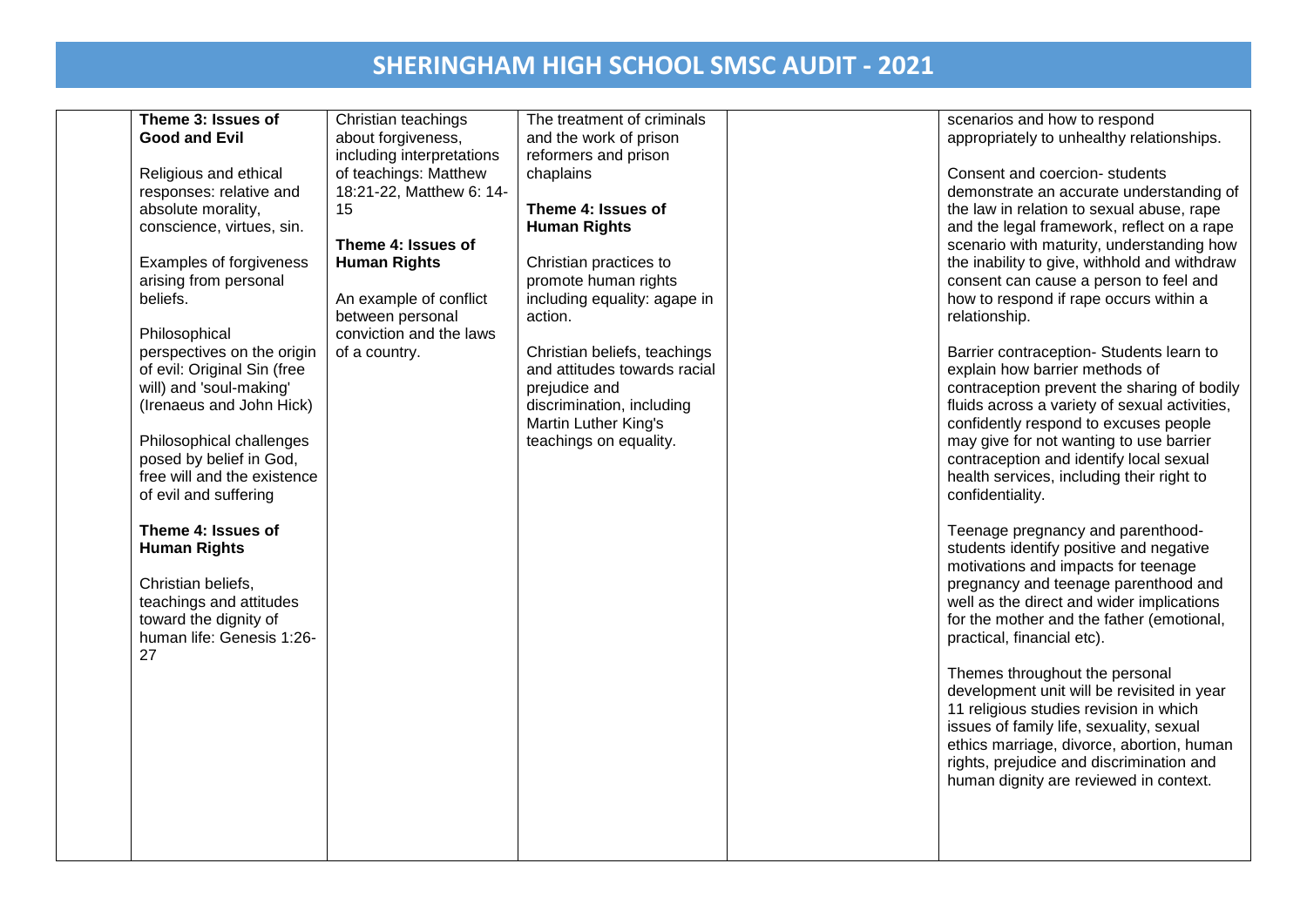# SHERINGHAM HIGH SCHOOL SMSC AUDIT - 2021

| | | | | | |
|---|---|---|---|---|---|
| | **Theme 3: Issues of Good and Evil**<br><br>Religious and ethical responses: relative and absolute morality, conscience, virtues, sin.<br><br>Examples of forgiveness arising from personal beliefs.<br><br>Philosophical perspectives on the origin of evil: Original Sin (free will) and 'soul-making' (Irenaeus and John Hick)<br><br>Philosophical challenges posed by belief in God, free will and the existence of evil and suffering<br><br>**Theme 4: Issues of Human Rights**<br><br>Christian beliefs, teachings and attitudes toward the dignity of human life: Genesis 1:26-27 | Christian teachings about forgiveness, including interpretations of teachings: Matthew 18:21-22, Matthew 6: 14-15<br><br>**Theme 4: Issues of Human Rights**<br><br>An example of conflict between personal conviction and the laws of a country. | The treatment of criminals and the work of prison reformers and prison chaplains<br><br>**Theme 4: Issues of Human Rights**<br><br>Christian practices to promote human rights including equality: agape in action.<br><br>Christian beliefs, teachings and attitudes towards racial prejudice and discrimination, including Martin Luther King's teachings on equality. | | scenarios and how to respond appropriately to unhealthy relationships.<br><br>Consent and coercion- students demonstrate an accurate understanding of the law in relation to sexual abuse, rape and the legal framework, reflect on a rape scenario with maturity, understanding how the inability to give, withhold and withdraw consent can cause a person to feel and how to respond if rape occurs within a relationship.<br><br>Barrier contraception- Students learn to explain how barrier methods of contraception prevent the sharing of bodily fluids across a variety of sexual activities, confidently respond to excuses people may give for not wanting to use barrier contraception and identify local sexual health services, including their right to confidentiality.<br><br>Teenage pregnancy and parenthood- students identify positive and negative motivations and impacts for teenage pregnancy and teenage parenthood and well as the direct and wider implications for the mother and the father (emotional, practical, financial etc).<br><br>Themes throughout the personal development unit will be revisited in year 11 religious studies revision in which issues of family life, sexuality, sexual ethics marriage, divorce, abortion, human rights, prejudice and discrimination and human dignity are reviewed in context. |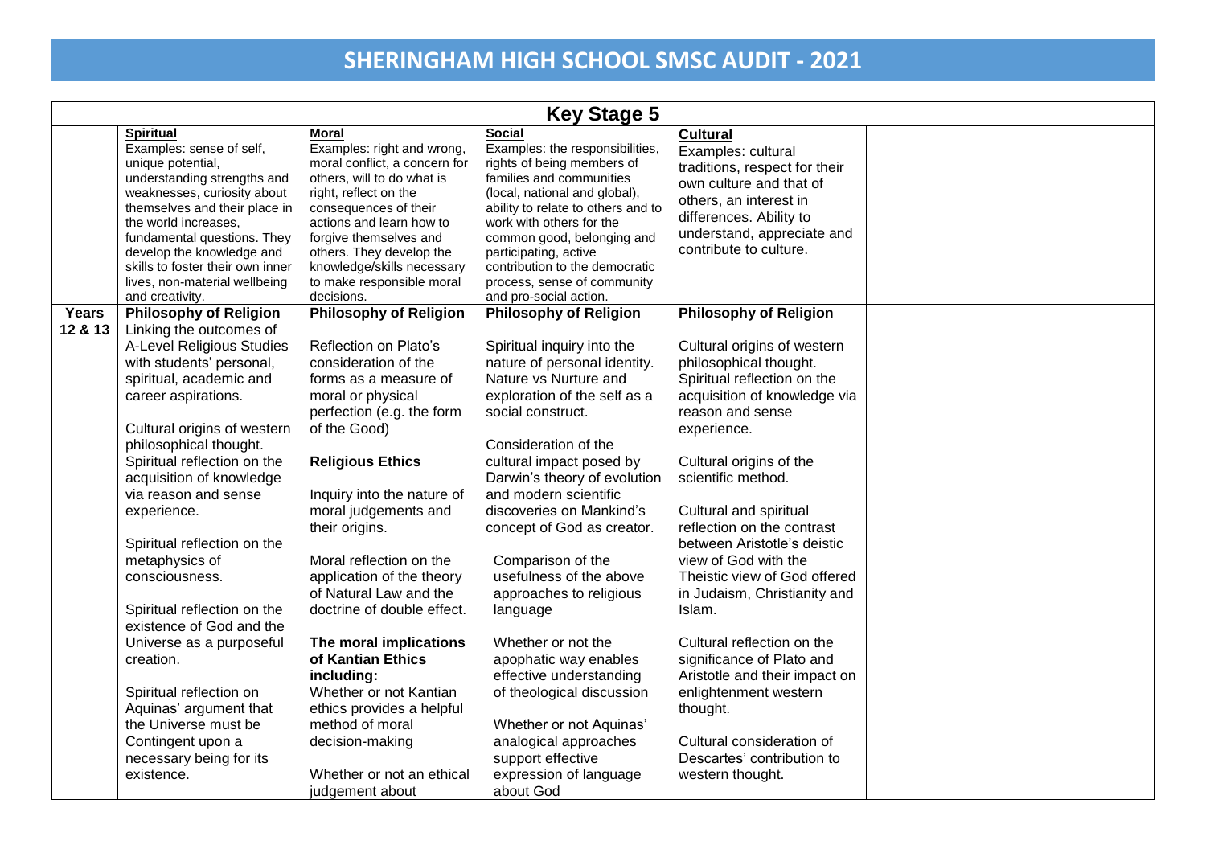# SHERINGHAM HIGH SCHOOL SMSC AUDIT - 2021

| Key Stage 5 | | | | | |
|---|---|---|---|---|---|
| | **Spiritual**<br>Examples: sense of self, unique potential, understanding strengths and weaknesses, curiosity about themselves and their place in the world increases, fundamental questions. They develop the knowledge and skills to foster their own inner lives, non-material wellbeing and creativity. | **Moral**<br>Examples: right and wrong, moral conflict, a concern for others, will to do what is right, reflect on the consequences of their actions and learn how to forgive themselves and others. They develop the knowledge/skills necessary to make responsible moral decisions. | **Social**<br>Examples: the responsibilities, rights of being members of families and communities (local, national and global), ability to relate to others and to work with others for the common good, belonging and participating, active contribution to the democratic process, sense of community and pro-social action. | **Cultural**<br>Examples: cultural traditions, respect for their own culture and that of others, an interest in differences. Ability to understand, appreciate and contribute to culture. | |
| **Years 12 & 13** | **Philosophy of Religion**<br>Linking the outcomes of A-Level Religious Studies with students' personal, spiritual, academic and career aspirations.<br><br>Cultural origins of western philosophical thought.<br>Spiritual reflection on the acquisition of knowledge via reason and sense experience.<br><br>Spiritual reflection on the metaphysics of consciousness.<br><br>Spiritual reflection on the existence of God and the Universe as a purposeful creation.<br><br>Spiritual reflection on Aquinas' argument that the Universe must be Contingent upon a necessary being for its existence. | **Philosophy of Religion**<br><br>Reflection on Plato's consideration of the forms as a measure of moral or physical perfection (e.g. the form of the Good)<br><br>**Religious Ethics**<br><br>Inquiry into the nature of moral judgements and their origins.<br><br>Moral reflection on the application of the theory of Natural Law and the doctrine of double effect.<br><br>**The moral implications of Kantian Ethics including:**<br>Whether or not Kantian ethics provides a helpful method of moral decision-making<br><br>Whether or not an ethical judgement about | **Philosophy of Religion**<br><br>Spiritual inquiry into the nature of personal identity. Nature vs Nurture and exploration of the self as a social construct.<br><br>Consideration of the cultural impact posed by Darwin's theory of evolution and modern scientific discoveries on Mankind's concept of God as creator.<br><br>Comparison of the usefulness of the above approaches to religious language<br><br>Whether or not the apophatic way enables effective understanding of theological discussion<br><br>Whether or not Aquinas' analogical approaches support effective expression of language about God | **Philosophy of Religion**<br><br>Cultural origins of western philosophical thought.<br>Spiritual reflection on the acquisition of knowledge via reason and sense experience.<br><br>Cultural origins of the scientific method.<br><br>Cultural and spiritual reflection on the contrast between Aristotle's deistic view of God with the Theistic view of God offered in Judaism, Christianity and Islam.<br><br>Cultural reflection on the significance of Plato and Aristotle and their impact on enlightenment western thought.<br><br>Cultural consideration of Descartes' contribution to western thought. | |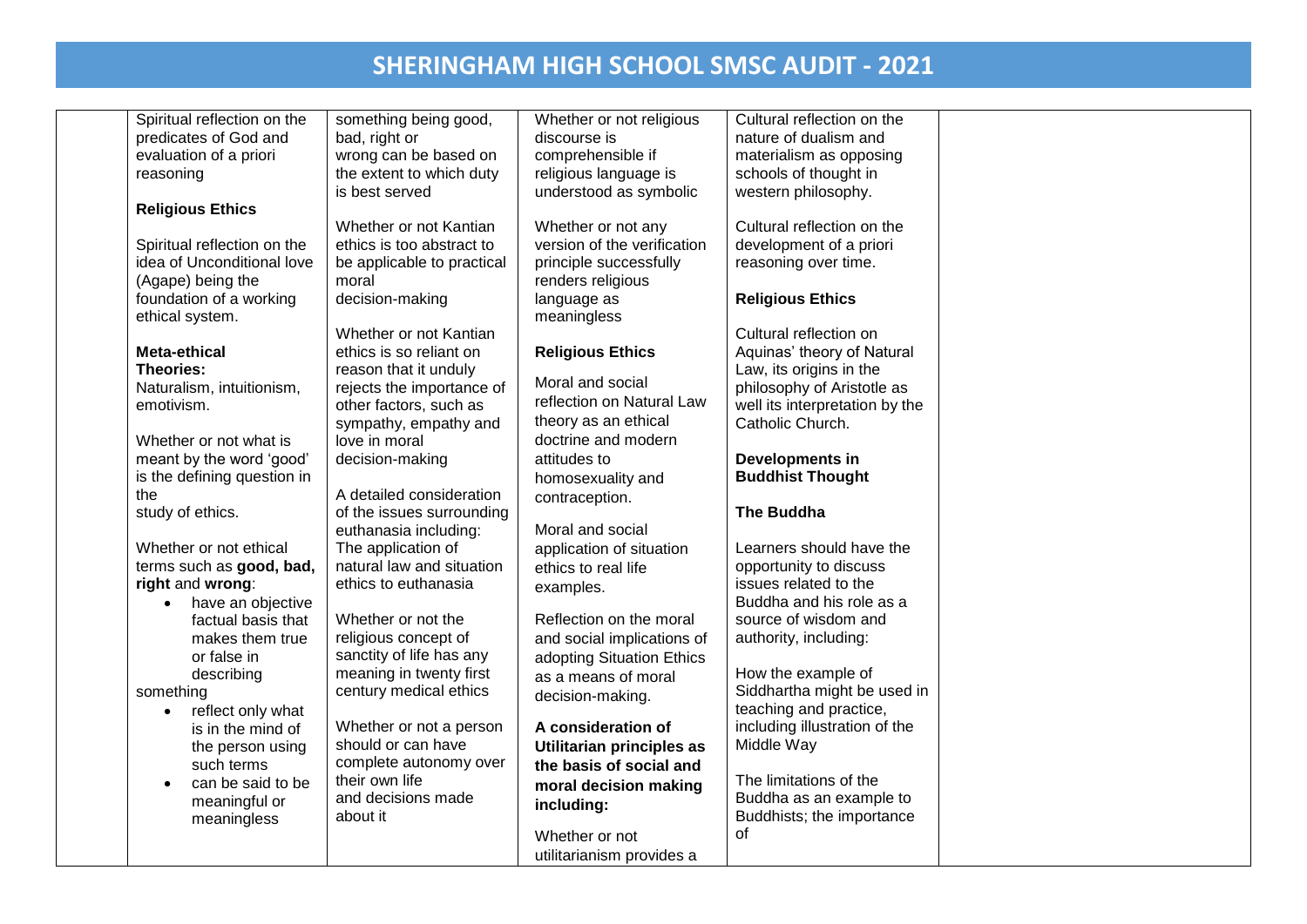# SHERINGHAM HIGH SCHOOL SMSC AUDIT - 2021

| | | | | | |
|---|---|---|---|---|---|
| | Spiritual reflection on the predicates of God and evaluation of a priori reasoning<br><br>**Religious Ethics**<br><br>Spiritual reflection on the idea of Unconditional love (Agape) being the foundation of a working ethical system.<br><br>**Meta-ethical Theories:**<br>Naturalism, intuitionism, emotivism.<br><br>Whether or not what is meant by the word 'good' is the defining question in the study of ethics.<br><br>Whether or not ethical terms such as **good, bad, right** and **wrong**:<br>• have an objective factual basis that makes them true or false in describing something<br>• reflect only what is in the mind of the person using such terms<br>• can be said to be meaningful or meaningless | something being good, bad, right or wrong can be based on the extent to which duty is best served<br><br>Whether or not Kantian ethics is too abstract to be applicable to practical moral decision-making<br><br>Whether or not Kantian ethics is so reliant on reason that it unduly rejects the importance of other factors, such as sympathy, empathy and love in moral decision-making<br><br>A detailed consideration of the issues surrounding euthanasia including: The application of natural law and situation ethics to euthanasia<br><br>Whether or not the religious concept of sanctity of life has any meaning in twenty first century medical ethics<br><br>Whether or not a person should or can have complete autonomy over their own life and decisions made about it | Whether or not religious discourse is comprehensible if religious language is understood as symbolic<br><br>Whether or not any version of the verification principle successfully renders religious language as meaningless<br><br>**Religious Ethics**<br><br>Moral and social reflection on Natural Law theory as an ethical doctrine and modern attitudes to homosexuality and contraception.<br><br>Moral and social application of situation ethics to real life examples.<br><br>Reflection on the moral and social implications of adopting Situation Ethics as a means of moral decision-making.<br><br>**A consideration of Utilitarian principles as the basis of social and moral decision making including:**<br><br>Whether or not utilitarianism provides a | Cultural reflection on the nature of dualism and materialism as opposing schools of thought in western philosophy.<br><br>Cultural reflection on the development of a priori reasoning over time.<br><br>**Religious Ethics**<br><br>Cultural reflection on Aquinas' theory of Natural Law, its origins in the philosophy of Aristotle as well its interpretation by the Catholic Church.<br><br>**Developments in Buddhist Thought**<br><br>**The Buddha**<br><br>Learners should have the opportunity to discuss issues related to the Buddha and his role as a source of wisdom and authority, including:<br><br>How the example of Siddhartha might be used in teaching and practice, including illustration of the Middle Way<br><br>The limitations of the Buddha as an example to Buddhists; the importance of | |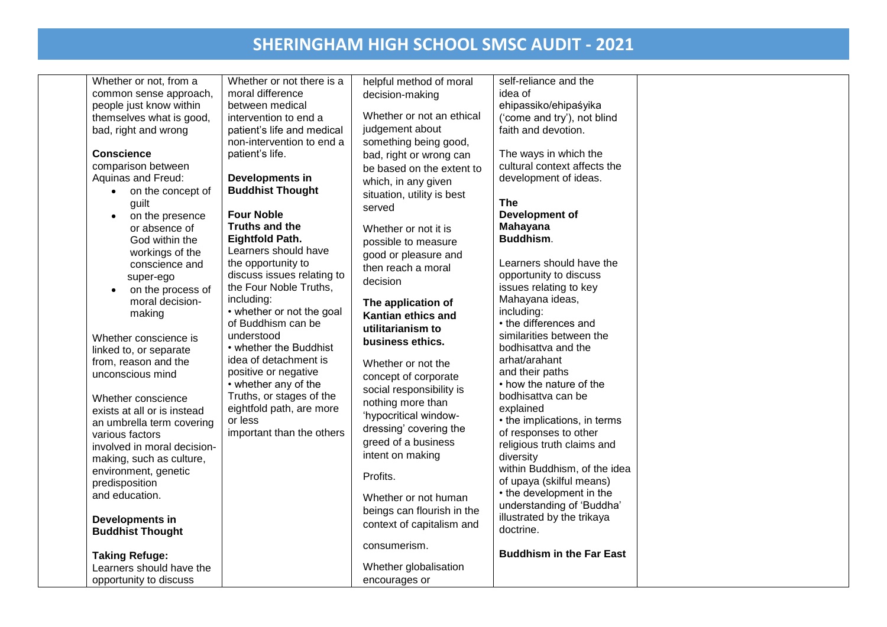# SHERINGHAM HIGH SCHOOL SMSC AUDIT - 2021

| | | | | | |
|---|---|---|---|---|---|
| | Whether or not, from a common sense approach, people just know within themselves what is good, bad, right and wrong<br><br>**Conscience**<br>comparison between Aquinas and Freud:<br>• on the concept of guilt<br>• on the presence or absence of God within the workings of the conscience and super-ego<br>• on the process of moral decision-making<br><br>Whether conscience is linked to, or separate from, reason and the unconscious mind<br><br>Whether conscience exists at all or is instead an umbrella term covering various factors involved in moral decision-making, such as culture, environment, genetic predisposition and education.<br><br>**Developments in Buddhist Thought**<br><br>**Taking Refuge:**<br>Learners should have the opportunity to discuss | Whether or not there is a moral difference between medical intervention to end a patient's life and medical non-intervention to end a patient's life.<br><br>**Developments in Buddhist Thought**<br><br>**Four Noble Truths and the Eightfold Path.**<br>Learners should have the opportunity to discuss issues relating to the Four Noble Truths, including:<br>• whether or not the goal of Buddhism can be understood<br>• whether the Buddhist idea of detachment is positive or negative<br>• whether any of the Truths, or stages of the eightfold path, are more or less important than the others | helpful method of moral decision-making<br><br>Whether or not an ethical judgement about something being good, bad, right or wrong can be based on the extent to which, in any given situation, utility is best served<br><br>Whether or not it is possible to measure good or pleasure and then reach a moral decision<br><br>**The application of Kantian ethics and utilitarianism to business ethics.**<br><br>Whether or not the concept of corporate social responsibility is nothing more than 'hypocritical window-dressing' covering the greed of a business intent on making<br><br>Profits.<br><br>Whether or not human beings can flourish in the context of capitalism and<br><br>consumerism.<br><br>Whether globalisation encourages or | self-reliance and the idea of ehipassiko/ehipaśyika ('come and try'), not blind faith and devotion.<br><br>The ways in which the cultural context affects the development of ideas.<br><br>**The Development of Mahayana Buddhism**.<br><br>Learners should have the opportunity to discuss issues relating to key Mahayana ideas, including:<br>• the differences and similarities between the bodhisattva and the arhat/arahant and their paths<br>• how the nature of the bodhisattva can be explained<br>• the implications, in terms of responses to other religious truth claims and diversity within Buddhism, of the idea of upaya (skilful means)<br>• the development in the understanding of 'Buddha' illustrated by the trikaya doctrine.<br><br>**Buddhism in the Far East** | |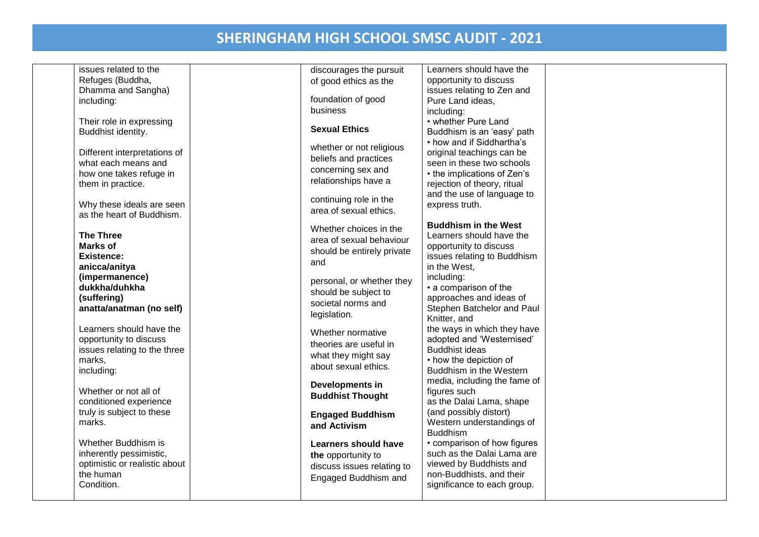| | | | | | |
|---|---|---|---|---|---|
| | issues related to the Refuges (Buddha, Dhamma and Sangha) including:<br><br>Their role in expressing Buddhist identity.<br><br>Different interpretations of what each means and how one takes refuge in them in practice.<br><br>Why these ideals are seen as the heart of Buddhism.<br><br>**The Three Marks of Existence: anicca/anitya (impermanence) dukkha/duhkha (suffering) anatta/anatman (no self)**<br><br>Learners should have the opportunity to discuss issues relating to the three marks, including:<br><br>Whether or not all of conditioned experience truly is subject to these marks.<br><br>Whether Buddhism is inherently pessimistic, optimistic or realistic about the human Condition. | | discourages the pursuit of good ethics as the foundation of good business<br><br>**Sexual Ethics**<br><br>whether or not religious beliefs and practices concerning sex and relationships have a continuing role in the area of sexual ethics.<br><br>Whether choices in the area of sexual behaviour should be entirely private and personal, or whether they should be subject to societal norms and legislation.<br><br>Whether normative theories are useful in what they might say about sexual ethics.<br><br>**Developments in Buddhist Thought**<br><br>**Engaged Buddhism and Activism**<br><br>**Learners should have the** opportunity to discuss issues relating to Engaged Buddhism and | Learners should have the opportunity to discuss issues relating to Zen and Pure Land ideas, including:<br>• whether Pure Land Buddhism is an 'easy' path<br>• how and if Siddhartha's original teachings can be seen in these two schools<br>• the implications of Zen's rejection of theory, ritual and the use of language to express truth.<br><br>**Buddhism in the West**<br>Learners should have the opportunity to discuss issues relating to Buddhism in the West, including:<br>• a comparison of the approaches and ideas of Stephen Batchelor and Paul Knitter, and the ways in which they have adopted and 'Westernised' Buddhist ideas<br>• how the depiction of Buddhism in the Western media, including the fame of figures such as the Dalai Lama, shape (and possibly distort) Western understandings of Buddhism<br>• comparison of how figures such as the Dalai Lama are viewed by Buddhists and non-Buddhists, and their significance to each group. | |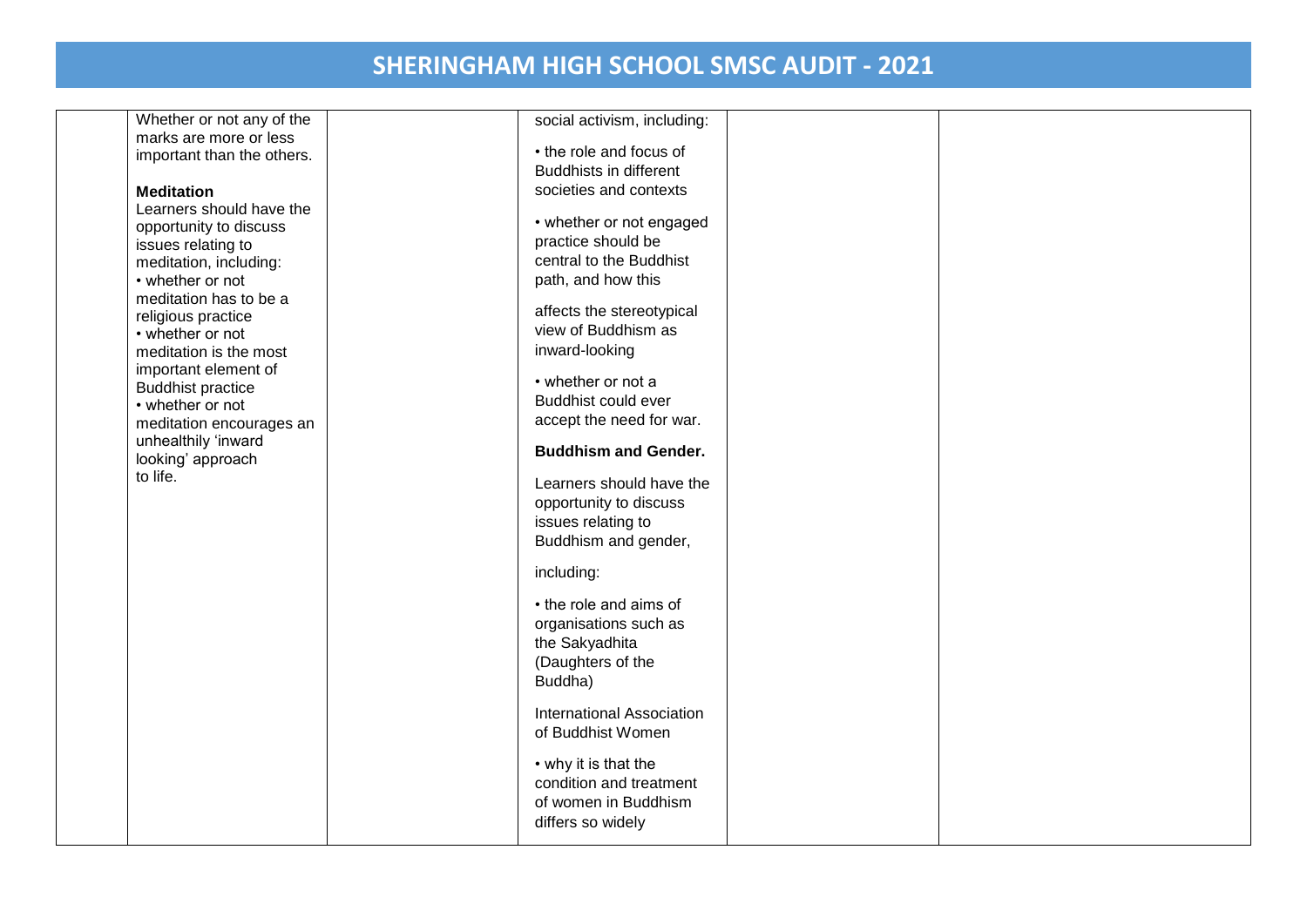| | | | | | |
|---|---|---|---|---|---|
| | Whether or not any of the marks are more or less important than the others.<br><br>**Meditation**<br>Learners should have the opportunity to discuss issues relating to meditation, including:<br>• whether or not meditation has to be a religious practice<br>• whether or not meditation is the most important element of Buddhist practice<br>• whether or not meditation encourages an unhealthily 'inward looking' approach to life. | | social activism, including:<br><br>• the role and focus of Buddhists in different societies and contexts<br><br>• whether or not engaged practice should be central to the Buddhist path, and how this<br><br>affects the stereotypical view of Buddhism as inward-looking<br><br>• whether or not a Buddhist could ever accept the need for war.<br><br>**Buddhism and Gender.**<br><br>Learners should have the opportunity to discuss issues relating to Buddhism and gender,<br><br>including:<br><br>• the role and aims of organisations such as the Sakyadhita (Daughters of the Buddha)<br><br>International Association of Buddhist Women<br><br>• why it is that the condition and treatment of women in Buddhism differs so widely | | |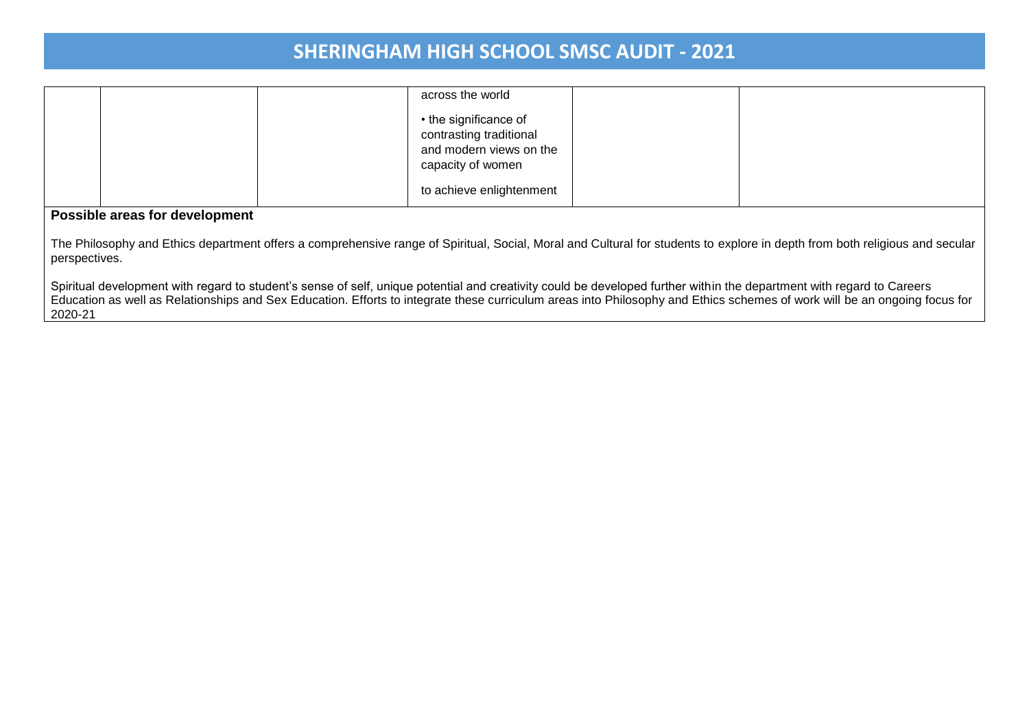| | | | | | |
|---|---|---|---|---|---|
| | | | across the world<br><br>• the significance of contrasting traditional and modern views on the capacity of women<br><br>to achieve enlightenment | | |

**Possible areas for development**

The Philosophy and Ethics department offers a comprehensive range of Spiritual, Social, Moral and Cultural for students to explore in depth from both religious and secular perspectives.

Spiritual development with regard to student's sense of self, unique potential and creativity could be developed further within the department with regard to Careers Education as well as Relationships and Sex Education. Efforts to integrate these curriculum areas into Philosophy and Ethics schemes of work will be an ongoing focus for 2020-21